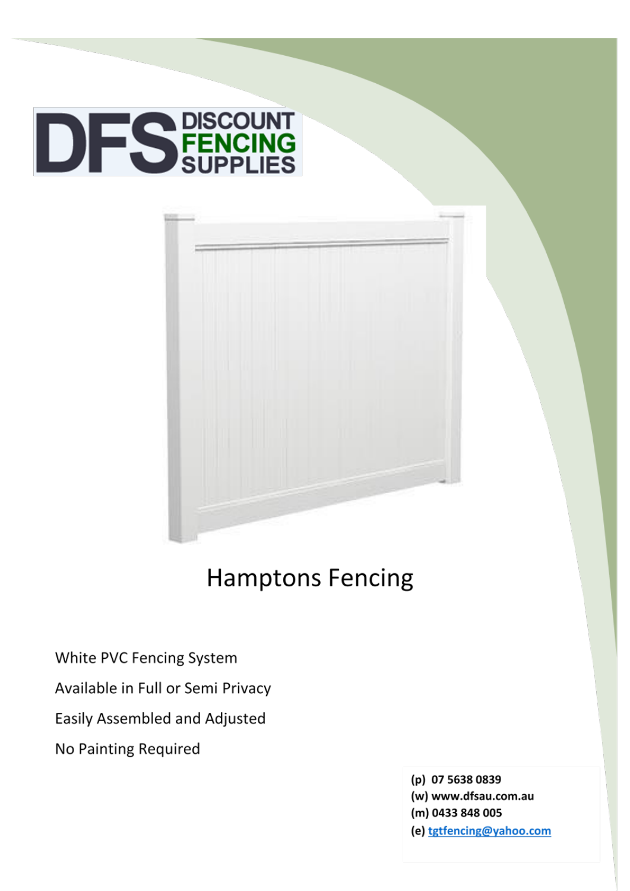DFS DISCOUNT FENCING SUPPLIES

# Hamptons Fencing

White PVC Fencing System

Available in Full or Semi Privacy

Easily Assembled and Adjusted

No Painting Required

**(p) 07 5638 0839**
**(w) www.dfsau.com.au**
**(m) 0433 848 005**
**(e) tgtfencing@yahoo.com**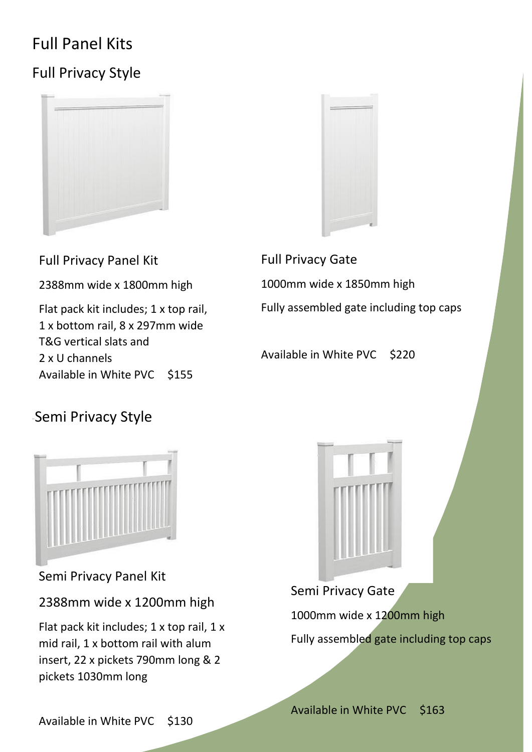# Full Panel Kits

## Full Privacy Style

### Full Privacy Panel Kit

2388mm wide x 1800mm high

Flat pack kit includes; 1 x top rail, 1 x bottom rail, 8 x 297mm wide T&G vertical slats and 2 x U channels

Available in White PVC $155

### Full Privacy Gate

1000mm wide x 1850mm high

Fully assembled gate including top caps

Available in White PVC $220

## Semi Privacy Style

### Semi Privacy Panel Kit

2388mm wide x 1200mm high

Flat pack kit includes; 1 x top rail, 1 x mid rail, 1 x bottom rail with alum insert, 22 x pickets 790mm long & 2 pickets 1030mm long

Available in White PVC $130

### Semi Privacy Gate

1000mm wide x 1200mm high

Fully assembled gate including top caps

Available in White PVC $163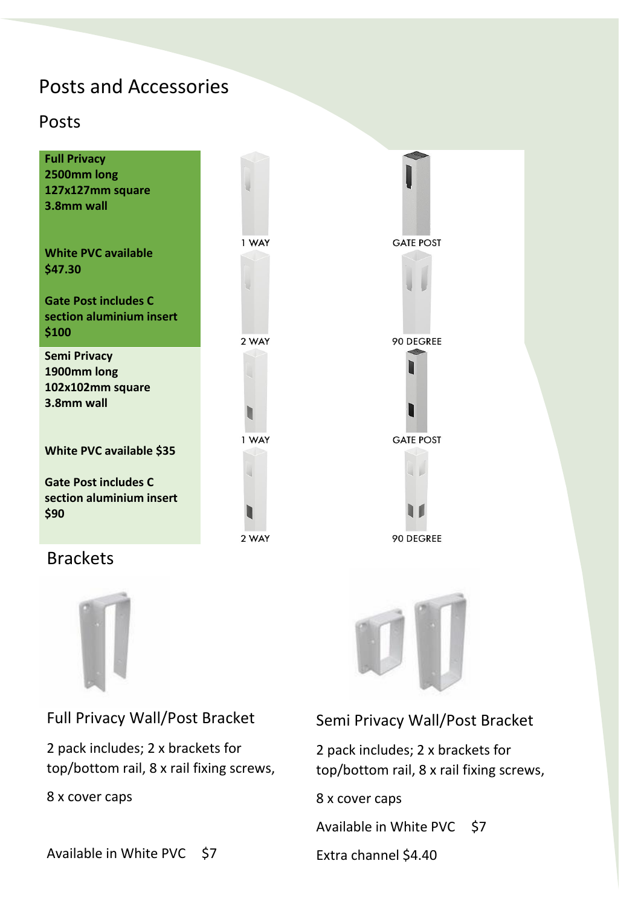# Posts and Accessories

## Posts

**Full Privacy**
**2500mm long**
**127x127mm square**
**3.8mm wall**

**White PVC available**
**$47.30**

**Gate Post includes C section aluminium insert**
**$100**

1 WAY

GATE POST

2 WAY

90 DEGREE

**Semi Privacy**
**1900mm long**
**102x102mm square**
**3.8mm wall**

**White PVC available $35**

**Gate Post includes C section aluminium insert**
**$90**

1 WAY

GATE POST

2 WAY

90 DEGREE

## Brackets

### Full Privacy Wall/Post Bracket

2 pack includes; 2 x brackets for top/bottom rail, 8 x rail fixing screws,

8 x cover caps

Available in White PVC $7

### Semi Privacy Wall/Post Bracket

2 pack includes; 2 x brackets for top/bottom rail, 8 x rail fixing screws,

8 x cover caps

Available in White PVC $7

Extra channel $4.40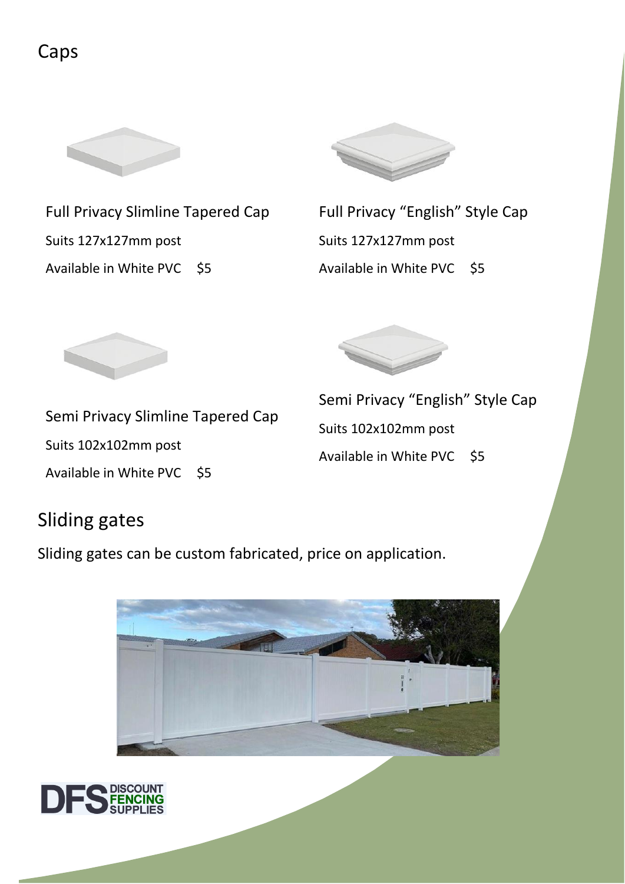## Caps

Full Privacy Slimline Tapered Cap

Suits 127x127mm post

Available in White PVC $5

Full Privacy "English" Style Cap

Suits 127x127mm post

Available in White PVC $5

Semi Privacy Slimline Tapered Cap

Suits 102x102mm post

Available in White PVC $5

Semi Privacy "English" Style Cap

Suits 102x102mm post

Available in White PVC $5

## Sliding gates

Sliding gates can be custom fabricated, price on application.